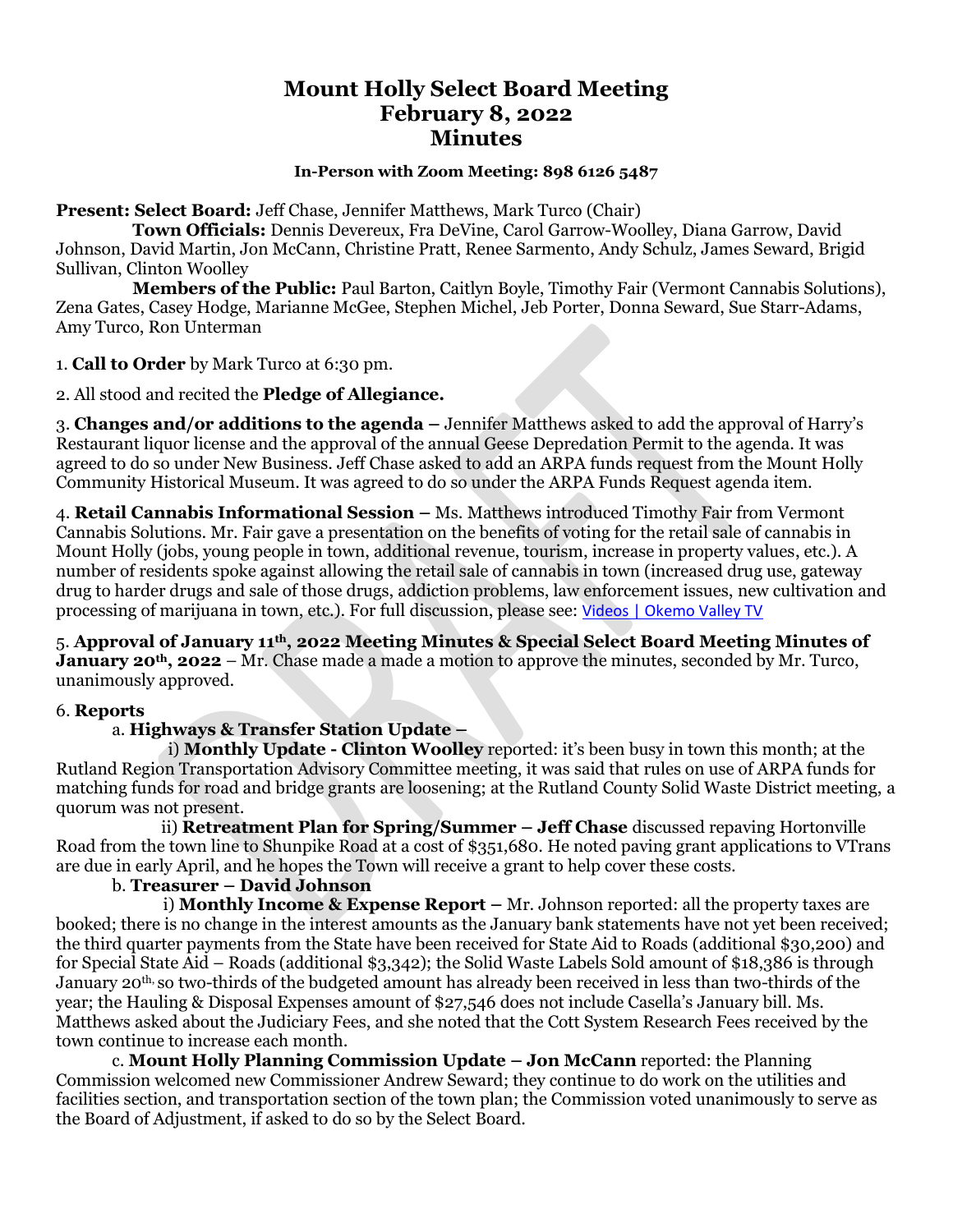# Mount Holly Select Board Meeting
# February 8, 2022
# Minutes

**In-Person with Zoom Meeting: 898 6126 5487**

**Present: Select Board:** Jeff Chase, Jennifer Matthews, Mark Turco (Chair)

**Town Officials:** Dennis Devereux, Fra DeVine, Carol Garrow-Woolley, Diana Garrow, David Johnson, David Martin, Jon McCann, Christine Pratt, Renee Sarmento, Andy Schulz, James Seward, Brigid Sullivan, Clinton Woolley

**Members of the Public:** Paul Barton, Caitlyn Boyle, Timothy Fair (Vermont Cannabis Solutions), Zena Gates, Casey Hodge, Marianne McGee, Stephen Michel, Jeb Porter, Donna Seward, Sue Starr-Adams, Amy Turco, Ron Unterman

1. **Call to Order** by Mark Turco at 6:30 pm.

2. All stood and recited the **Pledge of Allegiance.**

3. **Changes and/or additions to the agenda** – Jennifer Matthews asked to add the approval of Harry's Restaurant liquor license and the approval of the annual Geese Depredation Permit to the agenda. It was agreed to do so under New Business. Jeff Chase asked to add an ARPA funds request from the Mount Holly Community Historical Museum. It was agreed to do so under the ARPA Funds Request agenda item.

4. **Retail Cannabis Informational Session** – Ms. Matthews introduced Timothy Fair from Vermont Cannabis Solutions. Mr. Fair gave a presentation on the benefits of voting for the retail sale of cannabis in Mount Holly (jobs, young people in town, additional revenue, tourism, increase in property values, etc.). A number of residents spoke against allowing the retail sale of cannabis in town (increased drug use, gateway drug to harder drugs and sale of those drugs, addiction problems, law enforcement issues, new cultivation and processing of marijuana in town, etc.). For full discussion, please see: Videos | Okemo Valley TV

5. **Approval of January 11th, 2022 Meeting Minutes & Special Select Board Meeting Minutes of January 20th, 2022** – Mr. Chase made a made a motion to approve the minutes, seconded by Mr. Turco, unanimously approved.

6. **Reports**

a. **Highways & Transfer Station Update –**

i) **Monthly Update - Clinton Woolley** reported: it's been busy in town this month; at the Rutland Region Transportation Advisory Committee meeting, it was said that rules on use of ARPA funds for matching funds for road and bridge grants are loosening; at the Rutland County Solid Waste District meeting, a quorum was not present.

ii) **Retreatment Plan for Spring/Summer – Jeff Chase** discussed repaving Hortonville Road from the town line to Shunpike Road at a cost of $351,680. He noted paving grant applications to VTrans are due in early April, and he hopes the Town will receive a grant to help cover these costs.

b. **Treasurer – David Johnson**

i) **Monthly Income & Expense Report –** Mr. Johnson reported: all the property taxes are booked; there is no change in the interest amounts as the January bank statements have not yet been received; the third quarter payments from the State have been received for State Aid to Roads (additional $30,200) and for Special State Aid – Roads (additional $3,342); the Solid Waste Labels Sold amount of $18,386 is through January 20th, so two-thirds of the budgeted amount has already been received in less than two-thirds of the year; the Hauling & Disposal Expenses amount of $27,546 does not include Casella's January bill. Ms. Matthews asked about the Judiciary Fees, and she noted that the Cott System Research Fees received by the town continue to increase each month.

c. **Mount Holly Planning Commission Update – Jon McCann** reported: the Planning Commission welcomed new Commissioner Andrew Seward; they continue to do work on the utilities and facilities section, and transportation section of the town plan; the Commission voted unanimously to serve as the Board of Adjustment, if asked to do so by the Select Board.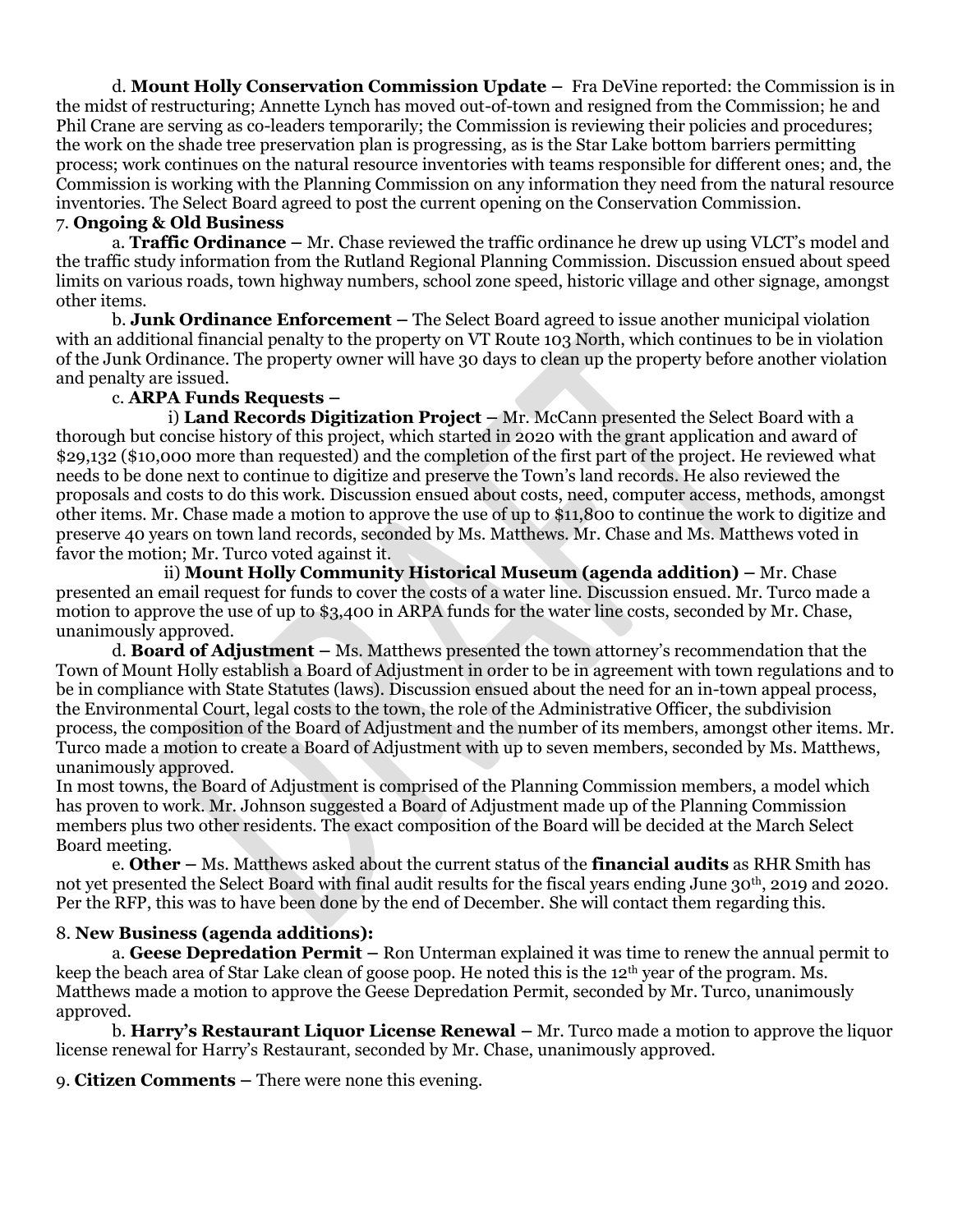d. **Mount Holly Conservation Commission Update –** Fra DeVine reported: the Commission is in the midst of restructuring; Annette Lynch has moved out-of-town and resigned from the Commission; he and Phil Crane are serving as co-leaders temporarily; the Commission is reviewing their policies and procedures; the work on the shade tree preservation plan is progressing, as is the Star Lake bottom barriers permitting process; work continues on the natural resource inventories with teams responsible for different ones; and, the Commission is working with the Planning Commission on any information they need from the natural resource inventories. The Select Board agreed to post the current opening on the Conservation Commission.

7. **Ongoing & Old Business**

a. **Traffic Ordinance –** Mr. Chase reviewed the traffic ordinance he drew up using VLCT's model and the traffic study information from the Rutland Regional Planning Commission. Discussion ensued about speed limits on various roads, town highway numbers, school zone speed, historic village and other signage, amongst other items.

b. **Junk Ordinance Enforcement –** The Select Board agreed to issue another municipal violation with an additional financial penalty to the property on VT Route 103 North, which continues to be in violation of the Junk Ordinance. The property owner will have 30 days to clean up the property before another violation and penalty are issued.

c. **ARPA Funds Requests –**

i) **Land Records Digitization Project –** Mr. McCann presented the Select Board with a thorough but concise history of this project, which started in 2020 with the grant application and award of $29,132 ($10,000 more than requested) and the completion of the first part of the project. He reviewed what needs to be done next to continue to digitize and preserve the Town's land records. He also reviewed the proposals and costs to do this work. Discussion ensued about costs, need, computer access, methods, amongst other items. Mr. Chase made a motion to approve the use of up to $11,800 to continue the work to digitize and preserve 40 years on town land records, seconded by Ms. Matthews. Mr. Chase and Ms. Matthews voted in favor the motion; Mr. Turco voted against it.

ii) **Mount Holly Community Historical Museum (agenda addition) –** Mr. Chase presented an email request for funds to cover the costs of a water line. Discussion ensued. Mr. Turco made a motion to approve the use of up to $3,400 in ARPA funds for the water line costs, seconded by Mr. Chase, unanimously approved.

d. **Board of Adjustment –** Ms. Matthews presented the town attorney's recommendation that the Town of Mount Holly establish a Board of Adjustment in order to be in agreement with town regulations and to be in compliance with State Statutes (laws). Discussion ensued about the need for an in-town appeal process, the Environmental Court, legal costs to the town, the role of the Administrative Officer, the subdivision process, the composition of the Board of Adjustment and the number of its members, amongst other items. Mr. Turco made a motion to create a Board of Adjustment with up to seven members, seconded by Ms. Matthews, unanimously approved.

In most towns, the Board of Adjustment is comprised of the Planning Commission members, a model which has proven to work. Mr. Johnson suggested a Board of Adjustment made up of the Planning Commission members plus two other residents. The exact composition of the Board will be decided at the March Select Board meeting.

e. **Other –** Ms. Matthews asked about the current status of the **financial audits** as RHR Smith has not yet presented the Select Board with final audit results for the fiscal years ending June 30th, 2019 and 2020. Per the RFP, this was to have been done by the end of December. She will contact them regarding this.

8. **New Business (agenda additions):**

a. **Geese Depredation Permit –** Ron Unterman explained it was time to renew the annual permit to keep the beach area of Star Lake clean of goose poop. He noted this is the 12th year of the program. Ms. Matthews made a motion to approve the Geese Depredation Permit, seconded by Mr. Turco, unanimously approved.

b. **Harry's Restaurant Liquor License Renewal –** Mr. Turco made a motion to approve the liquor license renewal for Harry's Restaurant, seconded by Mr. Chase, unanimously approved.

9. **Citizen Comments –** There were none this evening.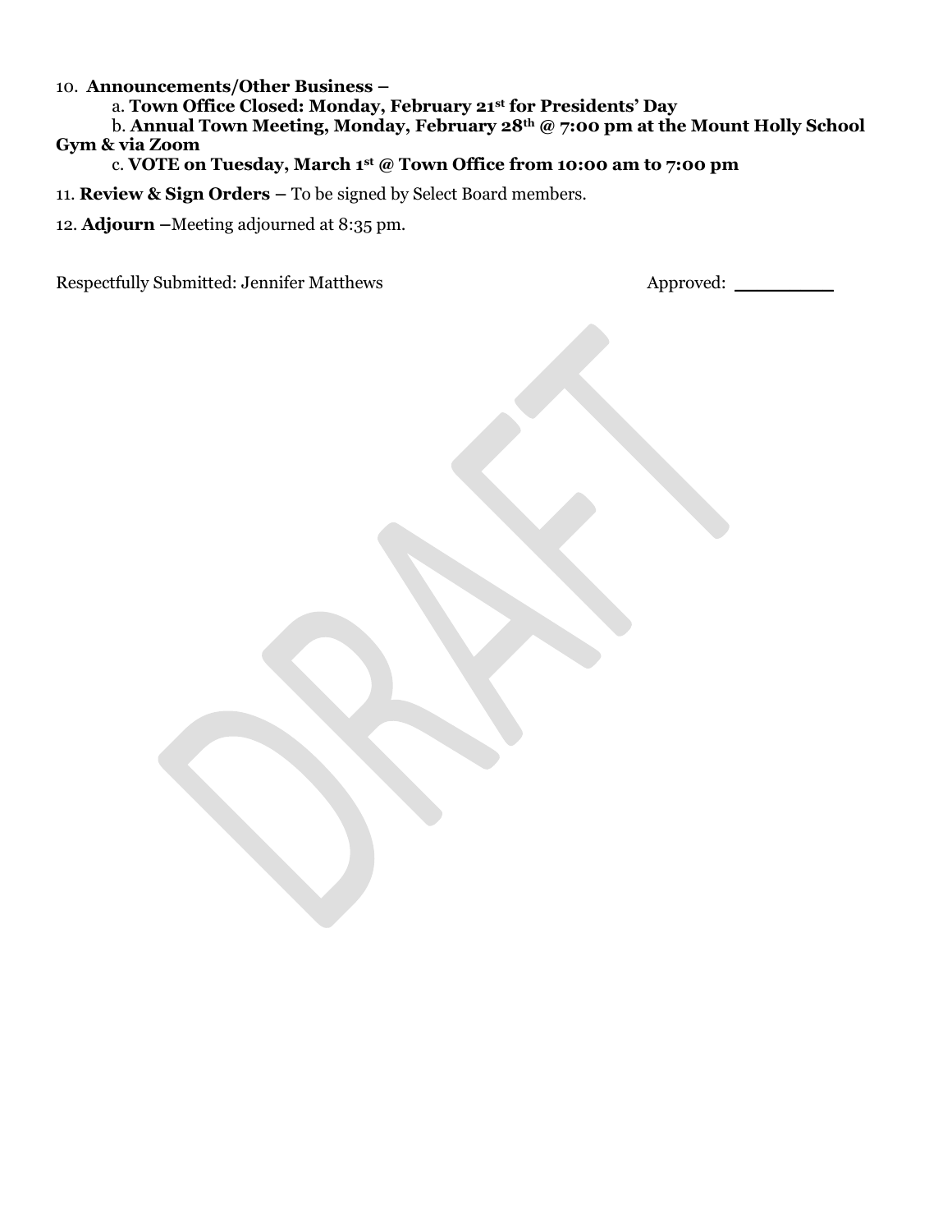10. **Announcements/Other Business –**

    a. **Town Office Closed: Monday, February 21st for Presidents' Day**

    b. **Annual Town Meeting, Monday, February 28th @ 7:00 pm at the Mount Holly School Gym & via Zoom**

    c. **VOTE on Tuesday, March 1st @ Town Office from 10:00 am to 7:00 pm**

11. **Review & Sign Orders –** To be signed by Select Board members.

12. **Adjourn –**Meeting adjourned at 8:35 pm.

Respectfully Submitted: Jennifer Matthews Approved: __________

DRAFT